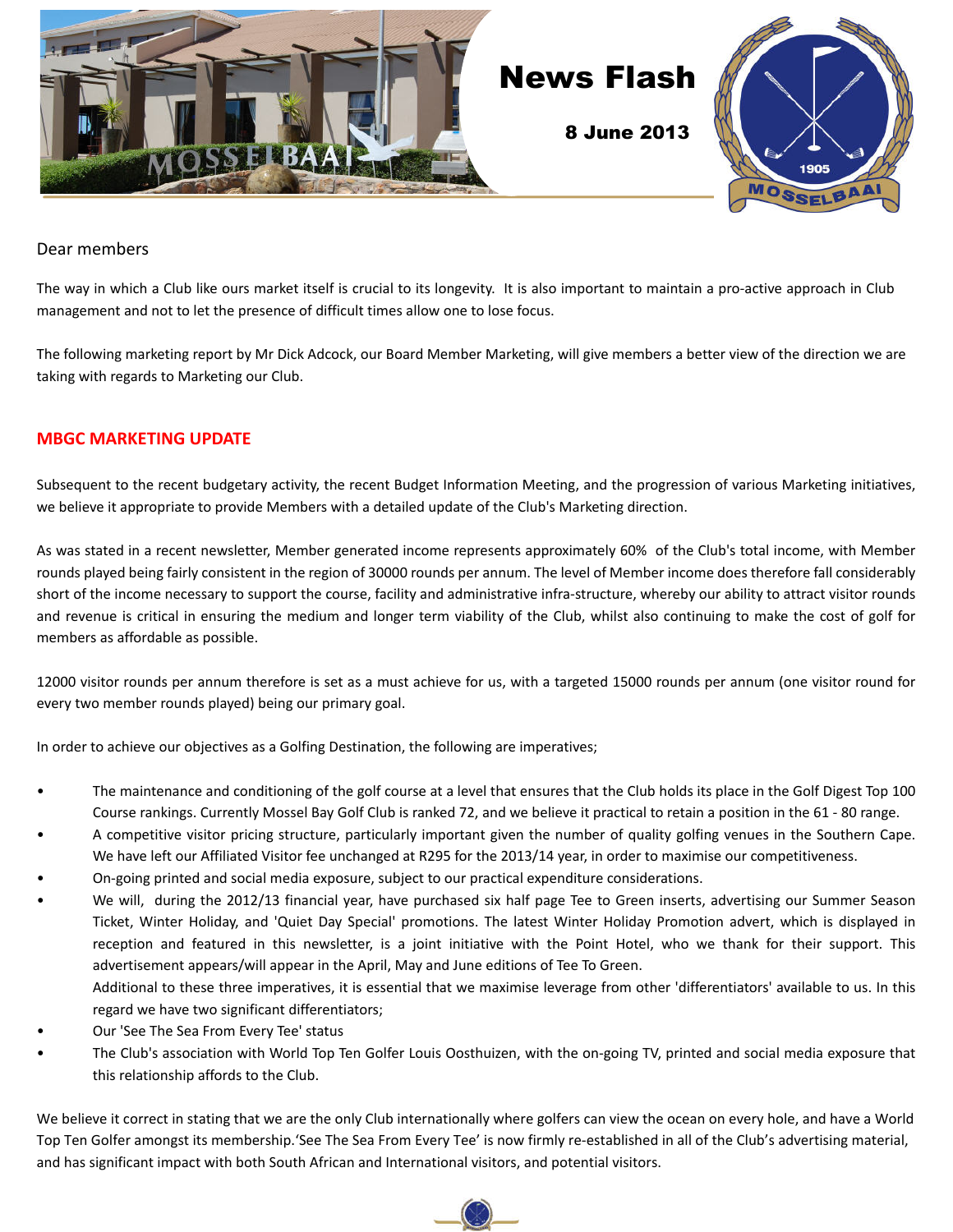# News Flash

**8 June 2013**

Dear members

The way in which a Club like ours market itself is crucial to its longevity. It is also important to maintain a pro-active approach in Club management and not to let the presence of difficult times allow one to lose focus.

The following marketing report by Mr Dick Adcock, our Board Member Marketing, will give members a better view of the direction we are taking with regards to Marketing our Club.

## MBGC MARKETING UPDATE

Subsequent to the recent budgetary activity, the recent Budget Information Meeting, and the progression of various Marketing initiatives, we believe it appropriate to provide Members with a detailed update of the Club's Marketing direction.

As was stated in a recent newsletter, Member generated income represents approximately 60% of the Club's total income, with Member rounds played being fairly consistent in the region of 30000 rounds per annum. The level of Member income does therefore fall considerably short of the income necessary to support the course, facility and administrative infra-structure, whereby our ability to attract visitor rounds and revenue is critical in ensuring the medium and longer term viability of the Club, whilst also continuing to make the cost of golf for members as affordable as possible.

12000 visitor rounds per annum therefore is set as a must achieve for us, with a targeted 15000 rounds per annum (one visitor round for every two member rounds played) being our primary goal.

In order to achieve our objectives as a Golfing Destination, the following are imperatives;

- The maintenance and conditioning of the golf course at a level that ensures that the Club holds its place in the Golf Digest Top 100 Course rankings. Currently Mossel Bay Golf Club is ranked 72, and we believe it practical to retain a position in the 61 - 80 range.
- A competitive visitor pricing structure, particularly important given the number of quality golfing venues in the Southern Cape. We have left our Affiliated Visitor fee unchanged at R295 for the 2013/14 year, in order to maximise our competitiveness.
- On-going printed and social media exposure, subject to our practical expenditure considerations.
- We will, during the 2012/13 financial year, have purchased six half page Tee to Green inserts, advertising our Summer Season Ticket, Winter Holiday, and 'Quiet Day Special' promotions. The latest Winter Holiday Promotion advert, which is displayed in reception and featured in this newsletter, is a joint initiative with the Point Hotel, who we thank for their support. This advertisement appears/will appear in the April, May and June editions of Tee To Green.

  Additional to these three imperatives, it is essential that we maximise leverage from other 'differentiators' available to us. In this regard we have two significant differentiators;
- Our 'See The Sea From Every Tee' status
- The Club's association with World Top Ten Golfer Louis Oosthuizen, with the on-going TV, printed and social media exposure that this relationship affords to the Club.

We believe it correct in stating that we are the only Club internationally where golfers can view the ocean on every hole, and have a World Top Ten Golfer amongst its membership.'See The Sea From Every Tee' is now firmly re-established in all of the Club's advertising material, and has significant impact with both South African and International visitors, and potential visitors.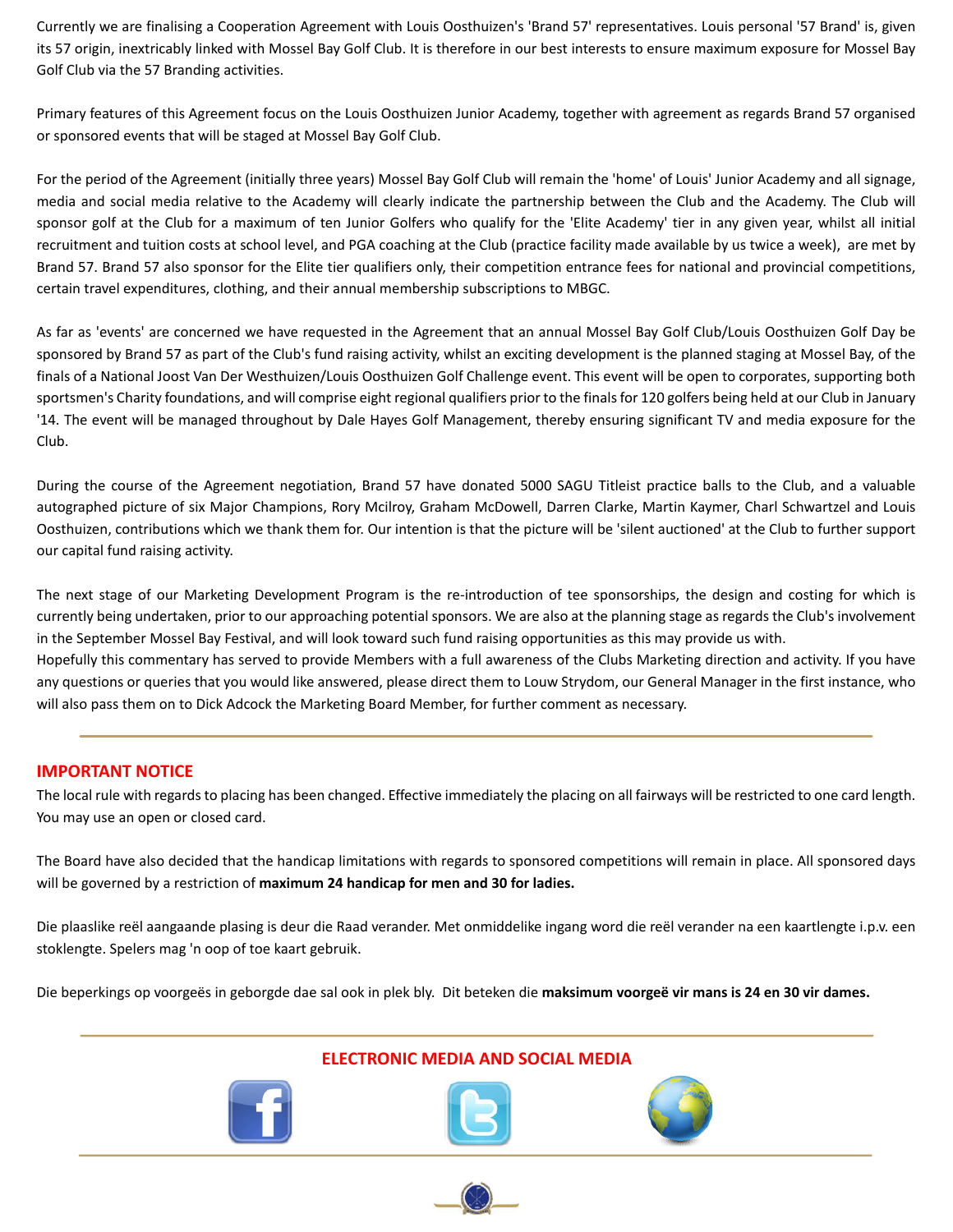Currently we are finalising a Cooperation Agreement with Louis Oosthuizen's 'Brand 57' representatives. Louis personal '57 Brand' is, given its 57 origin, inextricably linked with Mossel Bay Golf Club. It is therefore in our best interests to ensure maximum exposure for Mossel Bay Golf Club via the 57 Branding activities.

Primary features of this Agreement focus on the Louis Oosthuizen Junior Academy, together with agreement as regards Brand 57 organised or sponsored events that will be staged at Mossel Bay Golf Club.

For the period of the Agreement (initially three years) Mossel Bay Golf Club will remain the 'home' of Louis' Junior Academy and all signage, media and social media relative to the Academy will clearly indicate the partnership between the Club and the Academy. The Club will sponsor golf at the Club for a maximum of ten Junior Golfers who qualify for the 'Elite Academy' tier in any given year, whilst all initial recruitment and tuition costs at school level, and PGA coaching at the Club (practice facility made available by us twice a week), are met by Brand 57. Brand 57 also sponsor for the Elite tier qualifiers only, their competition entrance fees for national and provincial competitions, certain travel expenditures, clothing, and their annual membership subscriptions to MBGC.

As far as 'events' are concerned we have requested in the Agreement that an annual Mossel Bay Golf Club/Louis Oosthuizen Golf Day be sponsored by Brand 57 as part of the Club's fund raising activity, whilst an exciting development is the planned staging at Mossel Bay, of the finals of a National Joost Van Der Westhuizen/Louis Oosthuizen Golf Challenge event. This event will be open to corporates, supporting both sportsmen's Charity foundations, and will comprise eight regional qualifiers prior to the finals for 120 golfers being held at our Club in January '14. The event will be managed throughout by Dale Hayes Golf Management, thereby ensuring significant TV and media exposure for the Club.

During the course of the Agreement negotiation, Brand 57 have donated 5000 SAGU Titleist practice balls to the Club, and a valuable autographed picture of six Major Champions, Rory Mcilroy, Graham McDowell, Darren Clarke, Martin Kaymer, Charl Schwartzel and Louis Oosthuizen, contributions which we thank them for. Our intention is that the picture will be 'silent auctioned' at the Club to further support our capital fund raising activity.

The next stage of our Marketing Development Program is the re-introduction of tee sponsorships, the design and costing for which is currently being undertaken, prior to our approaching potential sponsors. We are also at the planning stage as regards the Club's involvement in the September Mossel Bay Festival, and will look toward such fund raising opportunities as this may provide us with.
Hopefully this commentary has served to provide Members with a full awareness of the Clubs Marketing direction and activity. If you have any questions or queries that you would like answered, please direct them to Louw Strydom, our General Manager in the first instance, who will also pass them on to Dick Adcock the Marketing Board Member, for further comment as necessary.

---

## IMPORTANT NOTICE

The local rule with regards to placing has been changed. Effective immediately the placing on all fairways will be restricted to one card length. You may use an open or closed card.

The Board have also decided that the handicap limitations with regards to sponsored competitions will remain in place. All sponsored days will be governed by a restriction of **maximum 24 handicap for men and 30 for ladies.**

Die plaaslike reël aangaande plasing is deur die Raad verander. Met onmiddelike ingang word die reël verander na een kaartlengte i.p.v. een stoklengte. Spelers mag 'n oop of toe kaart gebruik.

Die beperkings op voorgeës in geborgde dae sal ook in plek bly. Dit beteken die **maksimum voorgeë vir mans is 24 en 30 vir dames.**

---

## ELECTRONIC MEDIA AND SOCIAL MEDIA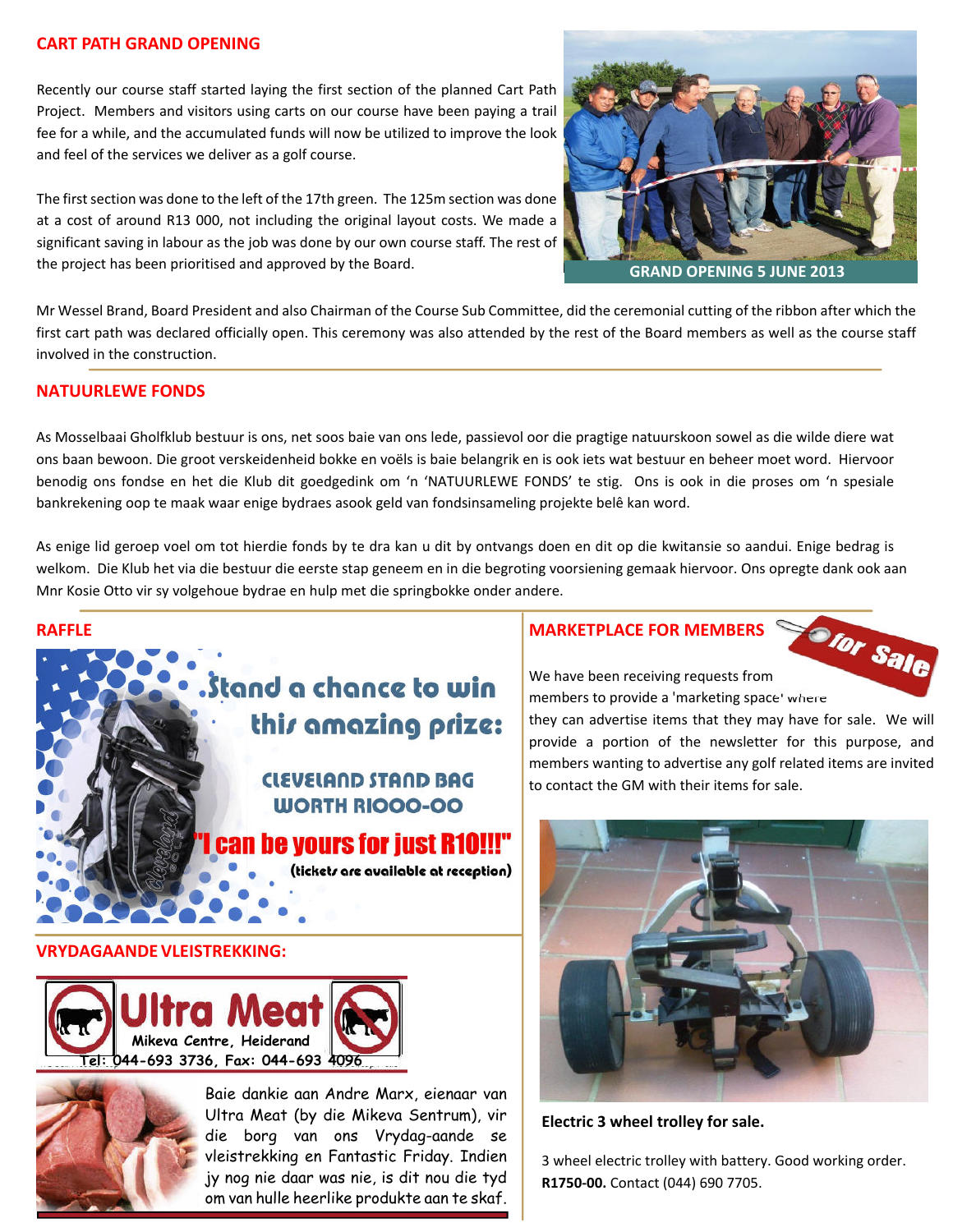## CART PATH GRAND OPENING

Recently our course staff started laying the first section of the planned Cart Path Project. Members and visitors using carts on our course have been paying a trail fee for a while, and the accumulated funds will now be utilized to improve the look and feel of the services we deliver as a golf course.

The first section was done to the left of the 17th green. The 125m section was done at a cost of around R13 000, not including the original layout costs. We made a significant saving in labour as the job was done by our own course staff. The rest of the project has been prioritised and approved by the Board.

GRAND OPENING 5 JUNE 2013

Mr Wessel Brand, Board President and also Chairman of the Course Sub Committee, did the ceremonial cutting of the ribbon after which the first cart path was declared officially open. This ceremony was also attended by the rest of the Board members as well as the course staff involved in the construction.

## NATUURLEWE FONDS

As Mosselbaai Gholfklub bestuur is ons, net soos baie van ons lede, passievol oor die pragtige natuurskoon sowel as die wilde diere wat ons baan bewoon. Die groot verskeidenheid bokke en voëls is baie belangrik en is ook iets wat bestuur en beheer moet word. Hiervoor benodig ons fondse en het die Klub dit goedgedink om 'n 'NATUURLEWE FONDS' te stig. Ons is ook in die proses om 'n spesiale bankrekening oop te maak waar enige bydraes asook geld van fondsinsameling projekte belê kan word.

As enige lid geroep voel om tot hierdie fonds by te dra kan u dit by ontvangs doen en dit op die kwitansie so aandui. Enige bedrag is welkom. Die Klub het via die bestuur die eerste stap geneem en in die begroting voorsiening gemaak hiervoor. Ons opregte dank ook aan Mnr Kosie Otto vir sy volgehoue bydrae en hulp met die springbokke onder andere.

## RAFFLE

Stand a chance to win this amazing prize:

CLEVELAND STAND BAG WORTH R1000-00

"I can be yours for just R10!!!"

(tickets are available at reception)

## VRYDAGAANDE VLEISTREKKING:

**Ultra Meat**
Mikeva Centre, Heiderand
Tel: 044-693 3736, Fax: 044-693 4096

Baie dankie aan Andre Marx, eienaar van Ultra Meat (by die Mikeva Sentrum), vir die borg van ons Vrydag-aande se vleistrekking en Fantastic Friday. Indien jy nog nie daar was nie, is dit nou die tyd om van hulle heerlike produkte aan te skaf.

## MARKETPLACE FOR MEMBERS

We have been receiving requests from members to provide a 'marketing space' where they can advertise items that they may have for sale. We will provide a portion of the newsletter for this purpose, and members wanting to advertise any golf related items are invited to contact the GM with their items for sale.

**Electric 3 wheel trolley for sale.**

3 wheel electric trolley with battery. Good working order. **R1750-00.** Contact (044) 690 7705.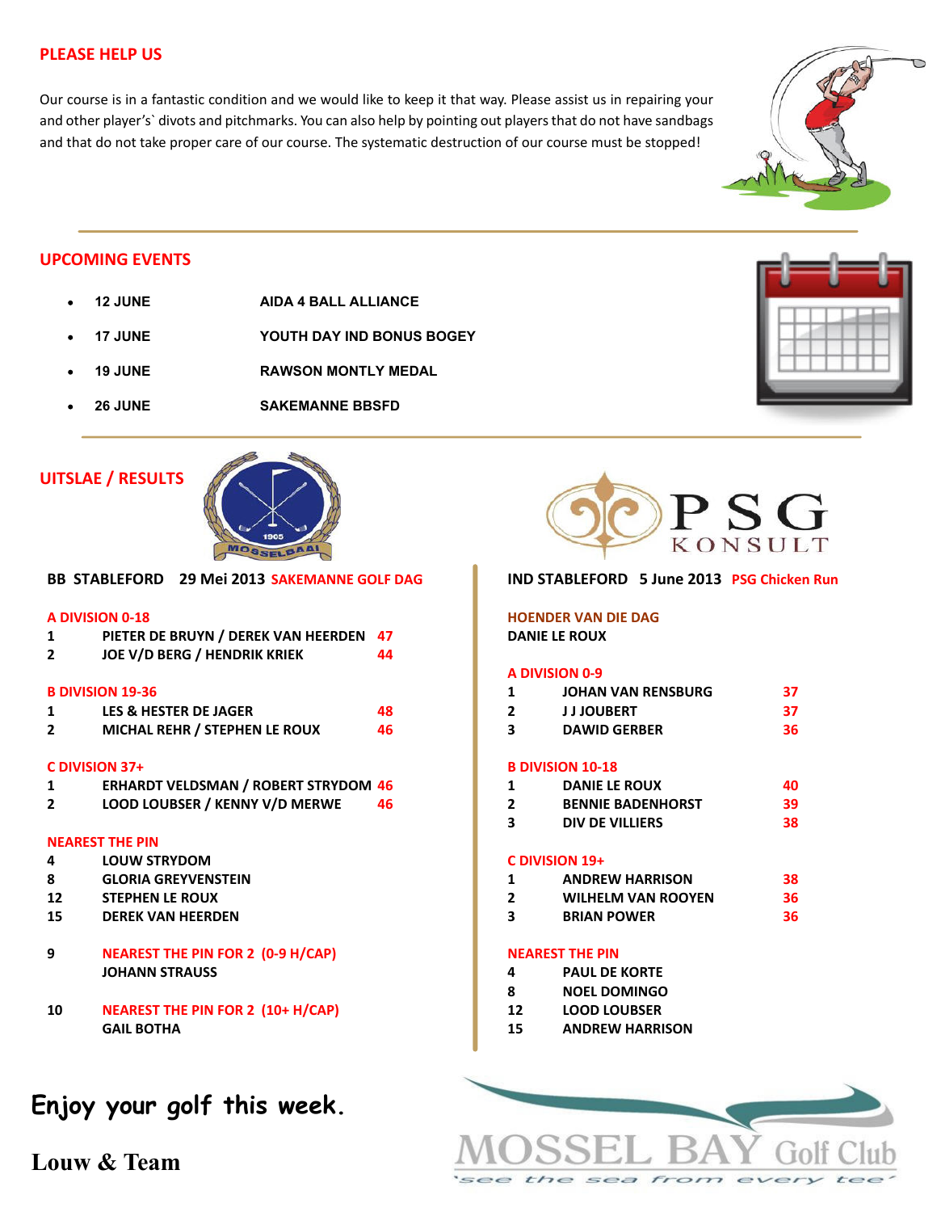## PLEASE HELP US

Our course is in a fantastic condition and we would like to keep it that way. Please assist us in repairing your and other player's` divots and pitchmarks. You can also help by pointing out players that do not have sandbags and that do not take proper care of our course. The systematic destruction of our course must be stopped!

## UPCOMING EVENTS

- **12 JUNE** — **AIDA 4 BALL ALLIANCE**
- **17 JUNE** — **YOUTH DAY IND BONUS BOGEY**
- **19 JUNE** — **RAWSON MONTLY MEDAL**
- **26 JUNE** — **SAKEMANNE BBSFD**

## UITSLAE / RESULTS

### BB STABLEFORD 29 Mei 2013 SAKEMANNE GOLF DAG

**A DIVISION 0-18**

| | | |
|---|---|---|
| 1 | PIETER DE BRUYN / DEREK VAN HEERDEN | 47 |
| 2 | JOE V/D BERG / HENDRIK KRIEK | 44 |

**B DIVISION 19-36**

| | | |
|---|---|---|
| 1 | LES & HESTER DE JAGER | 48 |
| 2 | MICHAL REHR / STEPHEN LE ROUX | 46 |

**C DIVISION 37+**

| | | |
|---|---|---|
| 1 | ERHARDT VELDSMAN / ROBERT STRYDOM | 46 |
| 2 | LOOD LOUBSER / KENNY V/D MERWE | 46 |

**NEAREST THE PIN**

| | |
|---|---|
| 4 | LOUW STRYDOM |
| 8 | GLORIA GREYVENSTEIN |
| 12 | STEPHEN LE ROUX |
| 15 | DEREK VAN HEERDEN |

9 — **NEAREST THE PIN FOR 2 (0-9 H/CAP)**
JOHANN STRAUSS

10 — **NEAREST THE PIN FOR 2 (10+ H/CAP)**
GAIL BOTHA

### PSG KONSULT

### IND STABLEFORD 5 June 2013 PSG Chicken Run

**HOENDER VAN DIE DAG**
DANIE LE ROUX

**A DIVISION 0-9**

| | | |
|---|---|---|
| 1 | JOHAN VAN RENSBURG | 37 |
| 2 | J J JOUBERT | 37 |
| 3 | DAWID GERBER | 36 |

**B DIVISION 10-18**

| | | |
|---|---|---|
| 1 | DANIE LE ROUX | 40 |
| 2 | BENNIE BADENHORST | 39 |
| 3 | DIV DE VILLIERS | 38 |

**C DIVISION 19+**

| | | |
|---|---|---|
| 1 | ANDREW HARRISON | 38 |
| 2 | WILHELM VAN ROOYEN | 36 |
| 3 | BRIAN POWER | 36 |

**NEAREST THE PIN**

| | |
|---|---|
| 4 | PAUL DE KORTE |
| 8 | NOEL DOMINGO |
| 12 | LOOD LOUBSER |
| 15 | ANDREW HARRISON |

**Enjoy your golf this week.**

**Louw & Team**

MOSSEL BAY Golf Club
'see the sea from every tee'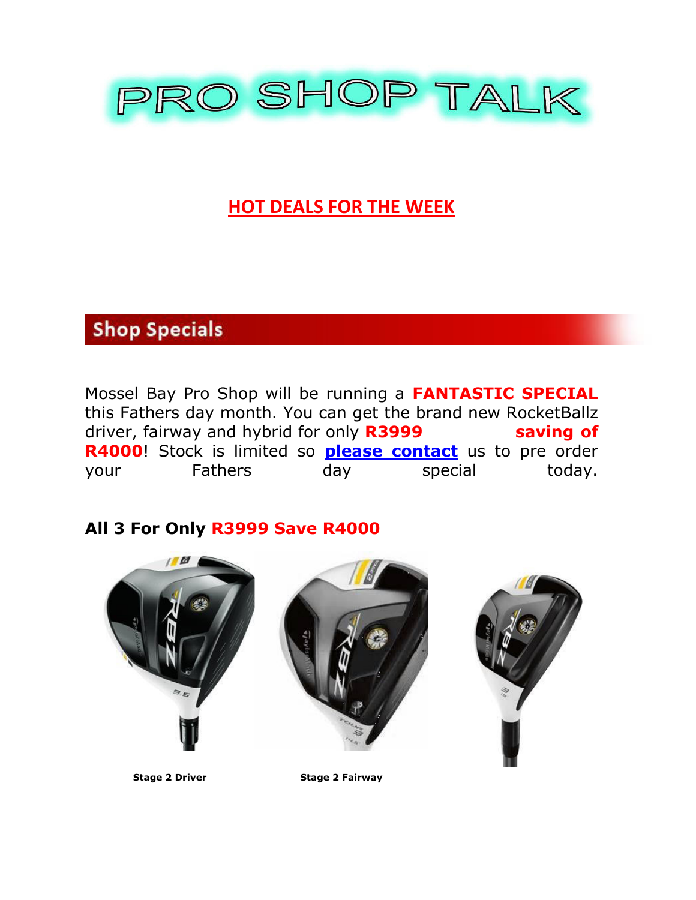# PRO SHOP TALK

## HOT DEALS FOR THE WEEK

## Shop Specials

Mossel Bay Pro Shop will be running a **FANTASTIC SPECIAL** this Fathers day month. You can get the brand new RocketBallz driver, fairway and hybrid for only **R3999** **saving of R4000**! Stock is limited so **please contact** us to pre order your Fathers day special today.

### All 3 For Only R3999 Save R4000

**Stage 2 Driver**

**Stage 2 Fairway**